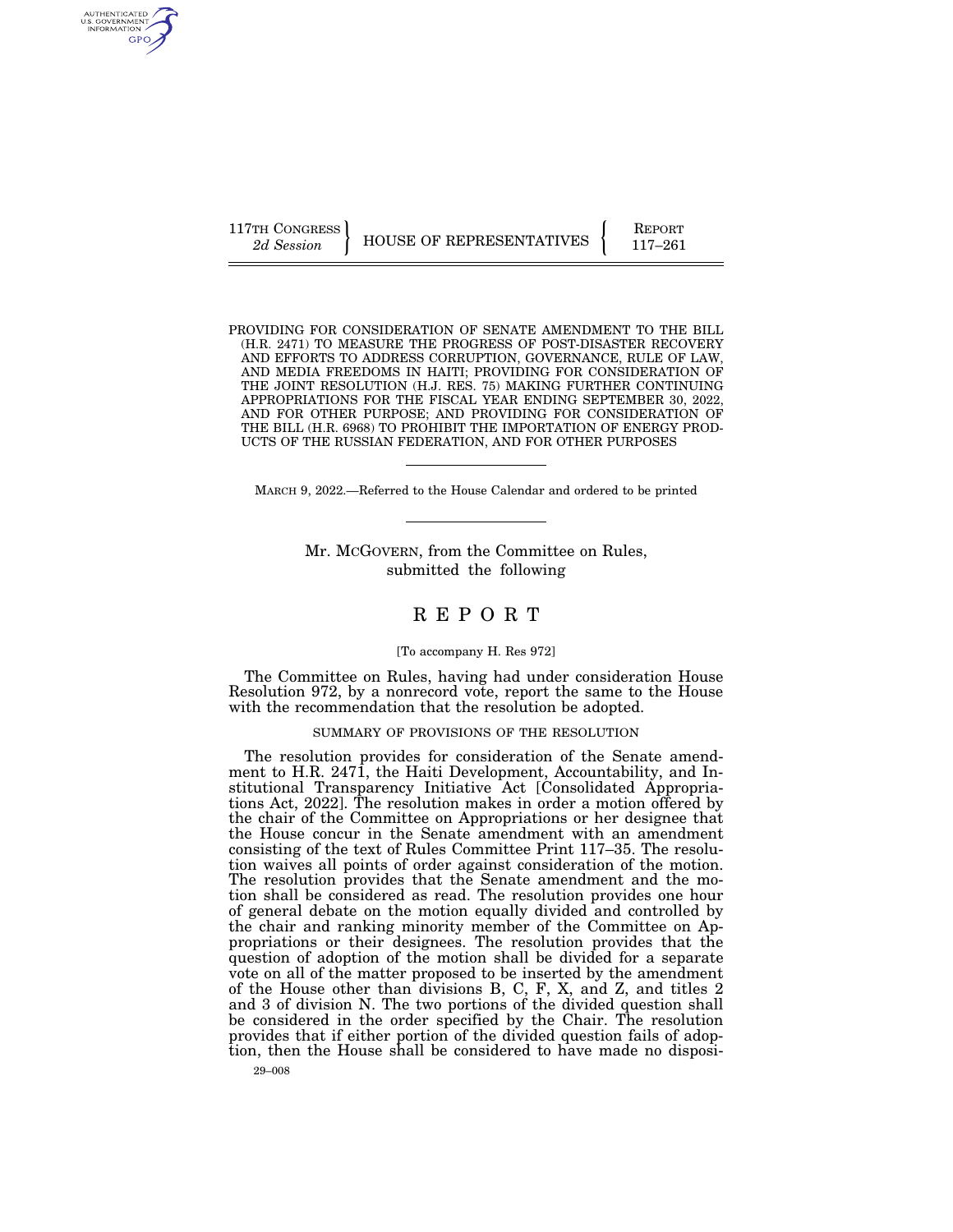117TH CONGRESS
*2d Session*

HOUSE OF REPRESENTATIVES

REPORT
117–261

PROVIDING FOR CONSIDERATION OF SENATE AMENDMENT TO THE BILL (H.R. 2471) TO MEASURE THE PROGRESS OF POST-DISASTER RECOVERY AND EFFORTS TO ADDRESS CORRUPTION, GOVERNANCE, RULE OF LAW, AND MEDIA FREEDOMS IN HAITI; PROVIDING FOR CONSIDERATION OF THE JOINT RESOLUTION (H.J. RES. 75) MAKING FURTHER CONTINUING APPROPRIATIONS FOR THE FISCAL YEAR ENDING SEPTEMBER 30, 2022, AND FOR OTHER PURPOSE; AND PROVIDING FOR CONSIDERATION OF THE BILL (H.R. 6968) TO PROHIBIT THE IMPORTATION OF ENERGY PRODUCTS OF THE RUSSIAN FEDERATION, AND FOR OTHER PURPOSES

MARCH 9, 2022.—Referred to the House Calendar and ordered to be printed

Mr. MCGOVERN, from the Committee on Rules, submitted the following

# REPORT

[To accompany H. Res 972]

The Committee on Rules, having had under consideration House Resolution 972, by a nonrecord vote, report the same to the House with the recommendation that the resolution be adopted.

## SUMMARY OF PROVISIONS OF THE RESOLUTION

The resolution provides for consideration of the Senate amendment to H.R. 2471, the Haiti Development, Accountability, and Institutional Transparency Initiative Act [Consolidated Appropriations Act, 2022]. The resolution makes in order a motion offered by the chair of the Committee on Appropriations or her designee that the House concur in the Senate amendment with an amendment consisting of the text of Rules Committee Print 117–35. The resolution waives all points of order against consideration of the motion. The resolution provides that the Senate amendment and the motion shall be considered as read. The resolution provides one hour of general debate on the motion equally divided and controlled by the chair and ranking minority member of the Committee on Appropriations or their designees. The resolution provides that the question of adoption of the motion shall be divided for a separate vote on all of the matter proposed to be inserted by the amendment of the House other than divisions B, C, F, X, and Z, and titles 2 and 3 of division N. The two portions of the divided question shall be considered in the order specified by the Chair. The resolution provides that if either portion of the divided question fails of adoption, then the House shall be considered to have made no disposi-

29–008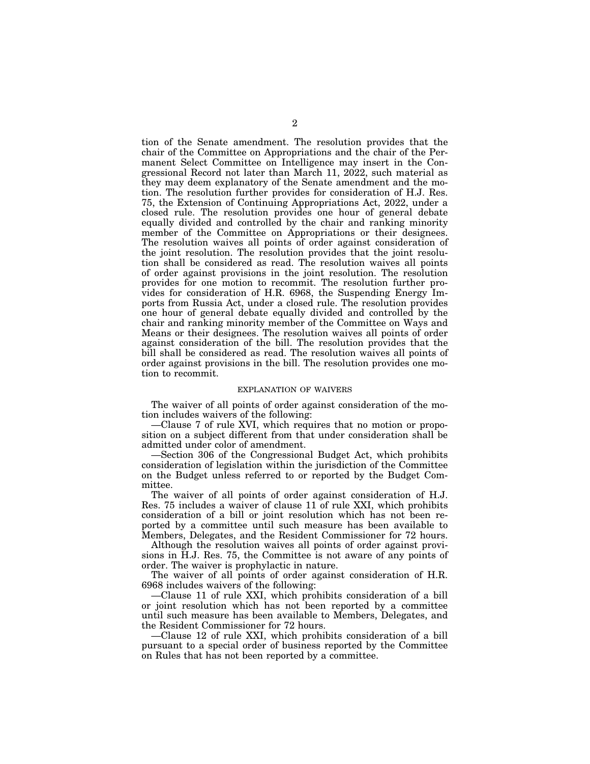tion of the Senate amendment. The resolution provides that the chair of the Committee on Appropriations and the chair of the Permanent Select Committee on Intelligence may insert in the Congressional Record not later than March 11, 2022, such material as they may deem explanatory of the Senate amendment and the motion. The resolution further provides for consideration of H.J. Res. 75, the Extension of Continuing Appropriations Act, 2022, under a closed rule. The resolution provides one hour of general debate equally divided and controlled by the chair and ranking minority member of the Committee on Appropriations or their designees. The resolution waives all points of order against consideration of the joint resolution. The resolution provides that the joint resolution shall be considered as read. The resolution waives all points of order against provisions in the joint resolution. The resolution provides for one motion to recommit. The resolution further provides for consideration of H.R. 6968, the Suspending Energy Imports from Russia Act, under a closed rule. The resolution provides one hour of general debate equally divided and controlled by the chair and ranking minority member of the Committee on Ways and Means or their designees. The resolution waives all points of order against consideration of the bill. The resolution provides that the bill shall be considered as read. The resolution waives all points of order against provisions in the bill. The resolution provides one motion to recommit.

## EXPLANATION OF WAIVERS

The waiver of all points of order against consideration of the motion includes waivers of the following:

—Clause 7 of rule XVI, which requires that no motion or proposition on a subject different from that under consideration shall be admitted under color of amendment.

—Section 306 of the Congressional Budget Act, which prohibits consideration of legislation within the jurisdiction of the Committee on the Budget unless referred to or reported by the Budget Committee.

The waiver of all points of order against consideration of H.J. Res. 75 includes a waiver of clause 11 of rule XXI, which prohibits consideration of a bill or joint resolution which has not been reported by a committee until such measure has been available to Members, Delegates, and the Resident Commissioner for 72 hours.

Although the resolution waives all points of order against provisions in H.J. Res. 75, the Committee is not aware of any points of order. The waiver is prophylactic in nature.

The waiver of all points of order against consideration of H.R. 6968 includes waivers of the following:

—Clause 11 of rule XXI, which prohibits consideration of a bill or joint resolution which has not been reported by a committee until such measure has been available to Members, Delegates, and the Resident Commissioner for 72 hours.

—Clause 12 of rule XXI, which prohibits consideration of a bill pursuant to a special order of business reported by the Committee on Rules that has not been reported by a committee.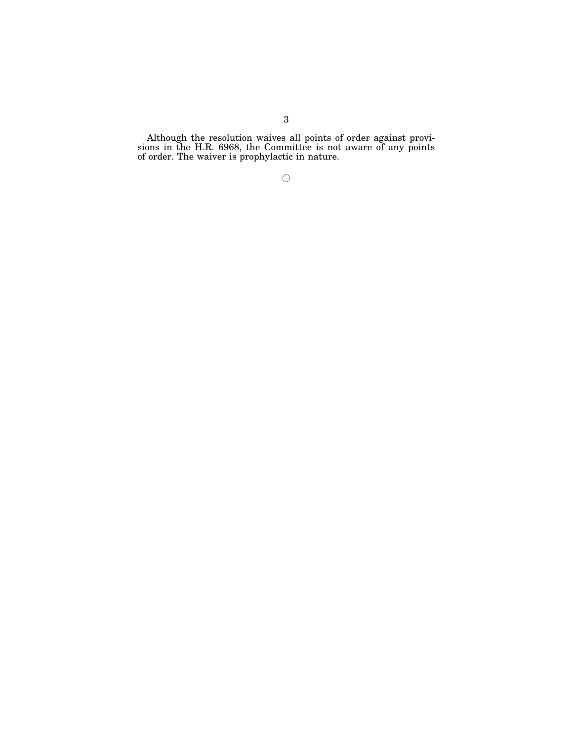Although the resolution waives all points of order against provisions in the H.R. 6968, the Committee is not aware of any points of order. The waiver is prophylactic in nature.

○